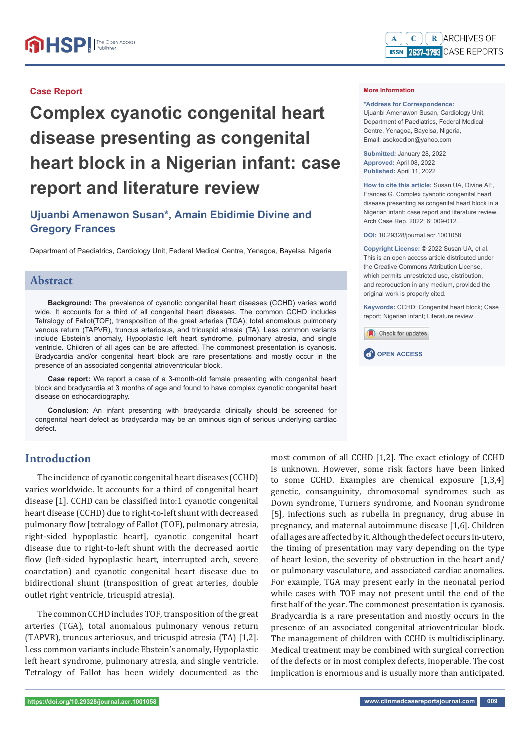Case Report

# Complex cyanotic congenital heart disease presenting as congenital heart block in a Nigerian infant: case report and literature review

**Ujuanbi Amenawon Susan*, Amain Ebidimie Divine and Gregory Frances**

Department of Paediatrics, Cardiology Unit, Federal Medical Centre, Yenagoa, Bayelsa, Nigeria

**More Information**

***Address for Correspondence:** Ujuanbi Amenawon Susan, Cardiology Unit, Department of Paediatrics, Federal Medical Centre, Yenagoa, Bayelsa, Nigeria, Email: asokoedion@yahoo.com

**Submitted:** January 28, 2022
**Approved:** April 08, 2022
**Published:** April 11, 2022

**How to cite this article:** Susan UA, Divine AE, Frances G. Complex cyanotic congenital heart disease presenting as congenital heart block in a Nigerian infant: case report and literature review. Arch Case Rep. 2022; 6: 009-012.

**DOI:** 10.29328/journal.acr.1001058

**Copyright License:** © 2022 Susan UA, et al. This is an open access article distributed under the Creative Commons Attribution License, which permits unrestricted use, distribution, and reproduction in any medium, provided the original work is properly cited.

**Keywords:** CCHD; Congenital heart block; Case report; Nigerian infant; Literature review

OPEN ACCESS

## Abstract

**Background:** The prevalence of cyanotic congenital heart diseases (CCHD) varies world wide. It accounts for a third of all congenital heart diseases. The common CCHD includes Tetralogy of Fallot(TOF), transposition of the great arteries (TGA), total anomalous pulmonary venous return (TAPVR), truncus arteriosus, and tricuspid atresia (TA). Less common variants include Ebstein's anomaly, Hypoplastic left heart syndrome, pulmonary atresia, and single ventricle. Children of all ages can be are affected. The commonest presentation is cyanosis. Bradycardia and/or congenital heart block are rare presentations and mostly occur in the presence of an associated congenital atrioventricular block.

**Case report:** We report a case of a 3-month-old female presenting with congenital heart block and bradycardia at 3 months of age and found to have complex cyanotic congenital heart disease on echocardiography.

**Conclusion:** An infant presenting with bradycardia clinically should be screened for congenital heart defect as bradycardia may be an ominous sign of serious underlying cardiac defect.

## Introduction

The incidence of cyanotic congenital heart diseases (CCHD) varies worldwide. It accounts for a third of congenital heart disease [1]. CCHD can be classified into:1 cyanotic congenital heart disease (CCHD) due to right-to-left shunt with decreased pulmonary flow [tetralogy of Fallot (TOF), pulmonary atresia, right-sided hypoplastic heart], cyanotic congenital heart disease due to right-to-left shunt with the decreased aortic flow (left-sided hypoplastic heart, interrupted arch, severe coarctation) and cyanotic congenital heart disease due to bidirectional shunt (transposition of great arteries, double outlet right ventricle, tricuspid atresia).

The common CCHD includes TOF, transposition of the great arteries (TGA), total anomalous pulmonary venous return (TAPVR), truncus arteriosus, and tricuspid atresia (TA) [1,2]. Less common variants include Ebstein's anomaly, Hypoplastic left heart syndrome, pulmonary atresia, and single ventricle. Tetralogy of Fallot has been widely documented as the most common of all CCHD [1,2]. The exact etiology of CCHD is unknown. However, some risk factors have been linked to some CCHD. Examples are chemical exposure [1,3,4] genetic, consanguinity, chromosomal syndromes such as Down syndrome, Turners syndrome, and Noonan syndrome [5], infections such as rubella in pregnancy, drug abuse in pregnancy, and maternal autoimmune disease [1,6]. Children of all ages are affected by it. Although the defect occurs in-utero, the timing of presentation may vary depending on the type of heart lesion, the severity of obstruction in the heart and/or pulmonary vasculature, and associated cardiac anomalies. For example, TGA may present early in the neonatal period while cases with TOF may not present until the end of the first half of the year. The commonest presentation is cyanosis. Bradycardia is a rare presentation and mostly occurs in the presence of an associated congenital atrioventricular block. The management of children with CCHD is multidisciplinary. Medical treatment may be combined with surgical correction of the defects or in most complex defects, inoperable. The cost implication is enormous and is usually more than anticipated.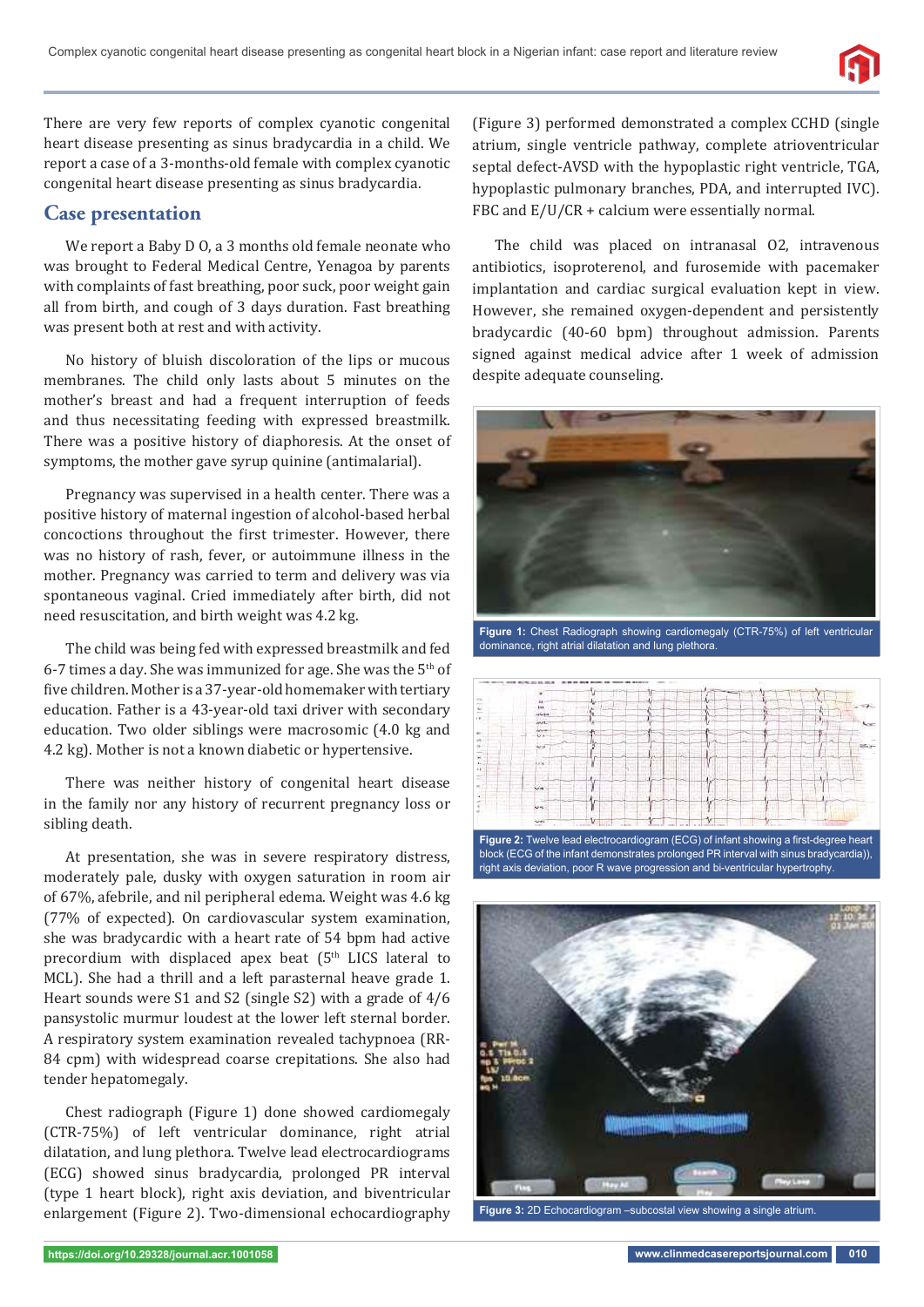There are very few reports of complex cyanotic congenital heart disease presenting as sinus bradycardia in a child. We report a case of a 3-months-old female with complex cyanotic congenital heart disease presenting as sinus bradycardia.

## Case presentation

We report a Baby D O, a 3 months old female neonate who was brought to Federal Medical Centre, Yenagoa by parents with complaints of fast breathing, poor suck, poor weight gain all from birth, and cough of 3 days duration. Fast breathing was present both at rest and with activity.

No history of bluish discoloration of the lips or mucous membranes. The child only lasts about 5 minutes on the mother's breast and had a frequent interruption of feeds and thus necessitating feeding with expressed breastmilk. There was a positive history of diaphoresis. At the onset of symptoms, the mother gave syrup quinine (antimalarial).

Pregnancy was supervised in a health center. There was a positive history of maternal ingestion of alcohol-based herbal concoctions throughout the first trimester. However, there was no history of rash, fever, or autoimmune illness in the mother. Pregnancy was carried to term and delivery was via spontaneous vaginal. Cried immediately after birth, did not need resuscitation, and birth weight was 4.2 kg.

The child was being fed with expressed breastmilk and fed 6-7 times a day. She was immunized for age. She was the 5th of five children. Mother is a 37-year-old homemaker with tertiary education. Father is a 43-year-old taxi driver with secondary education. Two older siblings were macrosomic (4.0 kg and 4.2 kg). Mother is not a known diabetic or hypertensive.

There was neither history of congenital heart disease in the family nor any history of recurrent pregnancy loss or sibling death.

At presentation, she was in severe respiratory distress, moderately pale, dusky with oxygen saturation in room air of 67%, afebrile, and nil peripheral edema. Weight was 4.6 kg (77% of expected). On cardiovascular system examination, she was bradycardic with a heart rate of 54 bpm had active precordium with displaced apex beat (5th LICS lateral to MCL). She had a thrill and a left parasternal heave grade 1. Heart sounds were S1 and S2 (single S2) with a grade of 4/6 pansystolic murmur loudest at the lower left sternal border. A respiratory system examination revealed tachypnoea (RR-84 cpm) with widespread coarse crepitations. She also had tender hepatomegaly.

Chest radiograph (Figure 1) done showed cardiomegaly (CTR-75%) of left ventricular dominance, right atrial dilatation, and lung plethora. Twelve lead electrocardiograms (ECG) showed sinus bradycardia, prolonged PR interval (type 1 heart block), right axis deviation, and biventricular enlargement (Figure 2). Two-dimensional echocardiography (Figure 3) performed demonstrated a complex CCHD (single atrium, single ventricle pathway, complete atrioventricular septal defect-AVSD with the hypoplastic right ventricle, TGA, hypoplastic pulmonary branches, PDA, and interrupted IVC). FBC and E/U/CR + calcium were essentially normal.

The child was placed on intranasal O2, intravenous antibiotics, isoproterenol, and furosemide with pacemaker implantation and cardiac surgical evaluation kept in view. However, she remained oxygen-dependent and persistently bradycardic (40-60 bpm) throughout admission. Parents signed against medical advice after 1 week of admission despite adequate counseling.

**Figure 1:** Chest Radiograph showing cardiomegaly (CTR-75%) of left ventricular dominance, right atrial dilatation and lung plethora.

**Figure 2:** Twelve lead electrocardiogram (ECG) of infant showing a first-degree heart block (ECG of the infant demonstrates prolonged PR interval with sinus bradycardia)), right axis deviation, poor R wave progression and bi-ventricular hypertrophy.

**Figure 3:** 2D Echocardiogram –subcostal view showing a single atrium.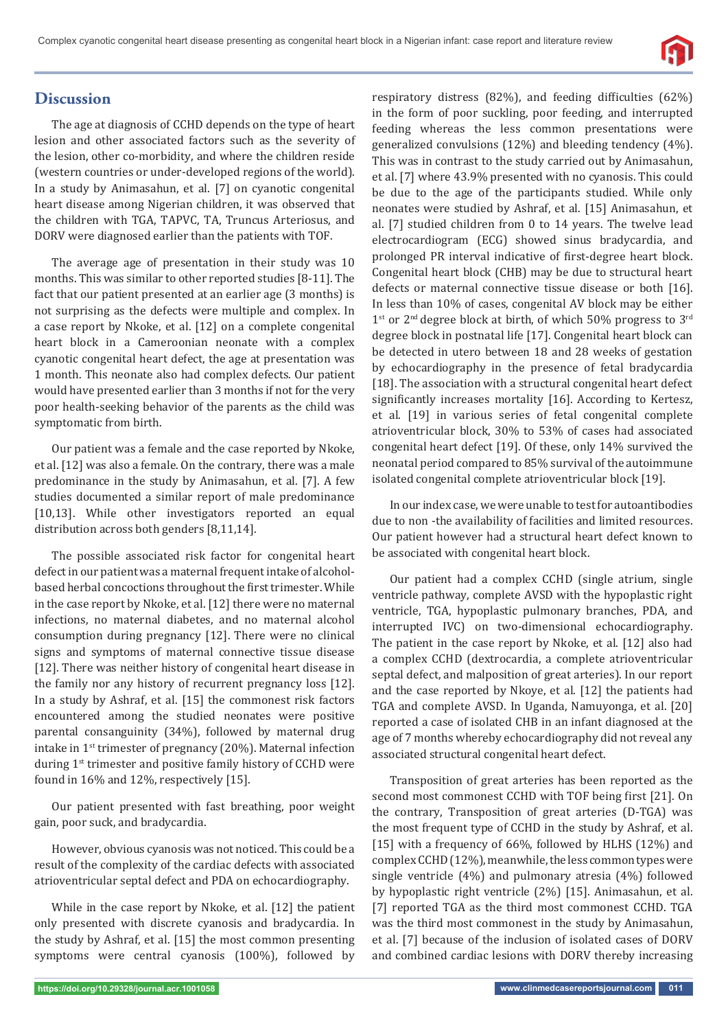## Discussion

The age at diagnosis of CCHD depends on the type of heart lesion and other associated factors such as the severity of the lesion, other co-morbidity, and where the children reside (western countries or under-developed regions of the world). In a study by Animasahun, et al. [7] on cyanotic congenital heart disease among Nigerian children, it was observed that the children with TGA, TAPVC, TA, Truncus Arteriosus, and DORV were diagnosed earlier than the patients with TOF.

The average age of presentation in their study was 10 months. This was similar to other reported studies [8-11]. The fact that our patient presented at an earlier age (3 months) is not surprising as the defects were multiple and complex. In a case report by Nkoke, et al. [12] on a complete congenital heart block in a Cameroonian neonate with a complex cyanotic congenital heart defect, the age at presentation was 1 month. This neonate also had complex defects. Our patient would have presented earlier than 3 months if not for the very poor health-seeking behavior of the parents as the child was symptomatic from birth.

Our patient was a female and the case reported by Nkoke, et al. [12] was also a female. On the contrary, there was a male predominance in the study by Animasahun, et al. [7]. A few studies documented a similar report of male predominance [10,13]. While other investigators reported an equal distribution across both genders [8,11,14].

The possible associated risk factor for congenital heart defect in our patient was a maternal frequent intake of alcohol-based herbal concoctions throughout the first trimester. While in the case report by Nkoke, et al. [12] there were no maternal infections, no maternal diabetes, and no maternal alcohol consumption during pregnancy [12]. There were no clinical signs and symptoms of maternal connective tissue disease [12]. There was neither history of congenital heart disease in the family nor any history of recurrent pregnancy loss [12]. In a study by Ashraf, et al. [15] the commonest risk factors encountered among the studied neonates were positive parental consanguinity (34%), followed by maternal drug intake in 1st trimester of pregnancy (20%). Maternal infection during 1st trimester and positive family history of CCHD were found in 16% and 12%, respectively [15].

Our patient presented with fast breathing, poor weight gain, poor suck, and bradycardia.

However, obvious cyanosis was not noticed. This could be a result of the complexity of the cardiac defects with associated atrioventricular septal defect and PDA on echocardiography.

While in the case report by Nkoke, et al. [12] the patient only presented with discrete cyanosis and bradycardia. In the study by Ashraf, et al. [15] the most common presenting symptoms were central cyanosis (100%), followed by respiratory distress (82%), and feeding difficulties (62%) in the form of poor suckling, poor feeding, and interrupted feeding whereas the less common presentations were generalized convulsions (12%) and bleeding tendency (4%). This was in contrast to the study carried out by Animasahun, et al. [7] where 43.9% presented with no cyanosis. This could be due to the age of the participants studied. While only neonates were studied by Ashraf, et al. [15] Animasahun, et al. [7] studied children from 0 to 14 years. The twelve lead electrocardiogram (ECG) showed sinus bradycardia, and prolonged PR interval indicative of first-degree heart block. Congenital heart block (CHB) may be due to structural heart defects or maternal connective tissue disease or both [16]. In less than 10% of cases, congenital AV block may be either 1st or 2nd degree block at birth, of which 50% progress to 3rd degree block in postnatal life [17]. Congenital heart block can be detected in utero between 18 and 28 weeks of gestation by echocardiography in the presence of fetal bradycardia [18]. The association with a structural congenital heart defect significantly increases mortality [16]. According to Kertesz, et al. [19] in various series of fetal congenital complete atrioventricular block, 30% to 53% of cases had associated congenital heart defect [19]. Of these, only 14% survived the neonatal period compared to 85% survival of the autoimmune isolated congenital complete atrioventricular block [19].

In our index case, we were unable to test for autoantibodies due to non -the availability of facilities and limited resources. Our patient however had a structural heart defect known to be associated with congenital heart block.

Our patient had a complex CCHD (single atrium, single ventricle pathway, complete AVSD with the hypoplastic right ventricle, TGA, hypoplastic pulmonary branches, PDA, and interrupted IVC) on two-dimensional echocardiography. The patient in the case report by Nkoke, et al. [12] also had a complex CCHD (dextrocardia, a complete atrioventricular septal defect, and malposition of great arteries). In our report and the case reported by Nkoye, et al. [12] the patients had TGA and complete AVSD. In Uganda, Namuyonga, et al. [20] reported a case of isolated CHB in an infant diagnosed at the age of 7 months whereby echocardiography did not reveal any associated structural congenital heart defect.

Transposition of great arteries has been reported as the second most commonest CCHD with TOF being first [21]. On the contrary, Transposition of great arteries (D-TGA) was the most frequent type of CCHD in the study by Ashraf, et al. [15] with a frequency of 66%, followed by HLHS (12%) and complex CCHD (12%), meanwhile, the less common types were single ventricle (4%) and pulmonary atresia (4%) followed by hypoplastic right ventricle (2%) [15]. Animasahun, et al. [7] reported TGA as the third most commonest CCHD. TGA was the third most commonest in the study by Animasahun, et al. [7] because of the inclusion of isolated cases of DORV and combined cardiac lesions with DORV thereby increasing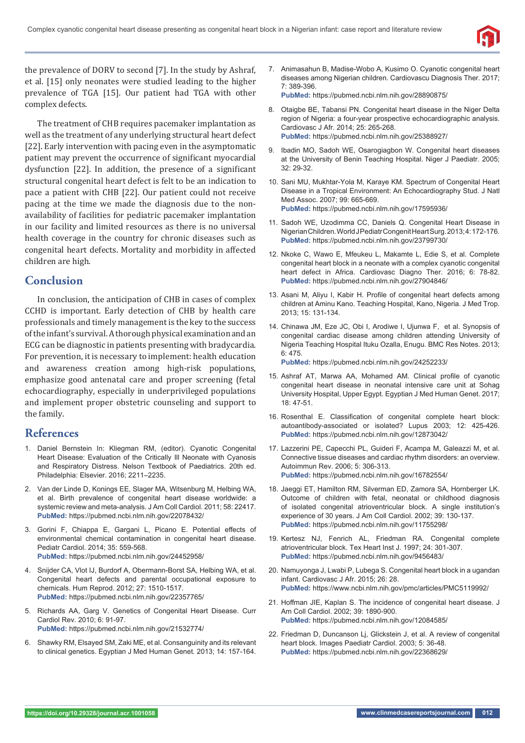the prevalence of DORV to second [7]. In the study by Ashraf, et al. [15] only neonates were studied leading to the higher prevalence of TGA [15]. Our patient had TGA with other complex defects.

The treatment of CHB requires pacemaker implantation as well as the treatment of any underlying structural heart defect [22]. Early intervention with pacing even in the asymptomatic patient may prevent the occurrence of significant myocardial dysfunction [22]. In addition, the presence of a significant structural congenital heart defect is felt to be an indication to pace a patient with CHB [22]. Our patient could not receive pacing at the time we made the diagnosis due to the non-availability of facilities for pediatric pacemaker implantation in our facility and limited resources as there is no universal health coverage in the country for chronic diseases such as congenital heart defects. Mortality and morbidity in affected children are high.

## Conclusion

In conclusion, the anticipation of CHB in cases of complex CCHD is important. Early detection of CHB by health care professionals and timely management is the key to the success of the infant's survival. A thorough physical examination and an ECG can be diagnostic in patients presenting with bradycardia. For prevention, it is necessary to implement: health education and awareness creation among high-risk populations, emphasize good antenatal care and proper screening (fetal echocardiography, especially in underprivileged populations and implement proper obstetric counseling and support to the family.

## References

1. Daniel Bernstein In: Kliegman RM, (editor). Cyanotic Congenital Heart Disease: Evaluation of the Critically Ill Neonate with Cyanosis and Respiratory Distress. Nelson Textbook of Paediatrics. 20th ed. Philadelphia: Elsevier. 2016; 2211–2235.
2. Van der Linde D, Konings EE, Slager MA, Witsenburg M, Helbing WA, et al. Birth prevalence of congenital heart disease worldwide: a systemic review and meta-analysis. J Am Coll Cardiol. 2011; 58: 22417. **PubMed:** https://pubmed.ncbi.nlm.nih.gov/22078432/
3. Gorini F, Chiappa E, Gargani L, Picano E. Potential effects of environmental chemical contamination in congenital heart disease. Pediatr Cardiol. 2014; 35: 559-568. **PubMed:** https://pubmed.ncbi.nlm.nih.gov/24452958/
4. Snijder CA, Vlot IJ, Burdorf A, Obermann-Borst SA, Helbing WA, et al. Congenital heart defects and parental occupational exposure to chemicals. Hum Reprod. 2012; 27: 1510-1517. **PubMed:** https://pubmed.ncbi.nlm.nih.gov/22357765/
5. Richards AA, Garg V. Genetics of Congenital Heart Disease. Curr Cardiol Rev. 2010; 6: 91-97. **PubMed:** https://pubmed.ncbi.nlm.nih.gov/21532774/
6. Shawky RM, Elsayed SM, Zaki ME, et al. Consanguinity and its relevant to clinical genetics. Egyptian J Med Human Genet. 2013; 14: 157-164.
7. Animasahun B, Madise-Wobo A, Kusimo O. Cyanotic congenital heart diseases among Nigerian children. Cardiovascu Diagnosis Ther. 2017; 7: 389-396. **PubMed:** https://pubmed.ncbi.nlm.nih.gov/28890875/
8. Otaigbe BE, Tabansi PN. Congenital heart disease in the Niger Delta region of Nigeria: a four-year prospective echocardiographic analysis. Cardiovasc J Afr. 2014; 25: 265-268. **PubMed:** https://pubmed.ncbi.nlm.nih.gov/25388927/
9. Ibadin MO, Sadoh WE, Osarogiagbon W. Congenital heart diseases at the University of Benin Teaching Hospital. Niger J Paediatr. 2005; 32: 29-32.
10. Sani MU, Mukhtar-Yola M, Karaye KM. Spectrum of Congenital Heart Disease in a Tropical Environment: An Echocardiography Stud. J Natl Med Assoc. 2007; 99: 665-669. **PubMed:** https://pubmed.ncbi.nlm.nih.gov/17595936/
11. Sadoh WE, Uzodimma CC, Daniels Q. Congenital Heart Disease in Nigerian Children. World J Pediatr Congenit Heart Surg. 2013; 4: 172-176. **PubMed:** https://pubmed.ncbi.nlm.nih.gov/23799730/
12. Nkoke C, Wawo E, Mfeukeu L, Makamte L, Edie S, et al. Complete congenital heart block in a neonate with a complex cyanotic congenital heart defect in Africa. Cardiovasc Diagno Ther. 2016; 6: 78-82. **PubMed:** https://pubmed.ncbi.nlm.nih.gov/27904846/
13. Asani M, Aliyu I, Kabir H. Profile of congenital heart defects among children at Aminu Kano. Teaching Hospital, Kano, Nigeria. J Med Trop. 2013; 15: 131-134.
14. Chinawa JM, Eze JC, Obi I, Arodiwe I, Ujunwa F, et al. Synopsis of congenital cardiac disease among children attending University of Nigeria Teaching Hospital Ituku Ozalla, Enugu. BMC Res Notes. 2013; 6: 475. **PubMed:** https://pubmed.ncbi.nlm.nih.gov/24252233/
15. Ashraf AT, Marwa AA, Mohamed AM. Clinical profile of cyanotic congenital heart disease in neonatal intensive care unit at Sohag University Hospital, Upper Egypt. Egyptian J Med Human Genet. 2017; 18: 47-51.
16. Rosenthal E. Classification of congenital complete heart block: autoantibody-associated or isolated? Lupus 2003; 12: 425-426. **PubMed:** https://pubmed.ncbi.nlm.nih.gov/12873042/
17. Lazzerini PE, Capecchi PL, Guideri F, Acampa M, Galeazzi M, et al. Connective tissue diseases and cardiac rhythm disorders: an overview. Autoimmun Rev. 2006; 5: 306-313. **PubMed:** https://pubmed.ncbi.nlm.nih.gov/16782554/
18. Jaeggi ET, Hamilton RM, Silverman ED, Zamora SA, Hornberger LK. Outcome of children with fetal, neonatal or childhood diagnosis of isolated congenital atrioventricular block. A single institution's experience of 30 years. J Am Coll Cardiol. 2002; 39: 130-137. **PubMed:** https://pubmed.ncbi.nlm.nih.gov/11755298/
19. Kertesz NJ, Fenrich AL, Friedman RA. Congenital complete atrioventricular block. Tex Heart Inst J. 1997; 24: 301-307. **PubMed:** https://pubmed.ncbi.nlm.nih.gov/9456483/
20. Namuyonga J, Lwabi P, Lubega S. Congenital heart block in a ugandan infant. Cardiovasc J Afr. 2015; 26: 28. **PubMed:** https://www.ncbi.nlm.nih.gov/pmc/articles/PMC5119992/
21. Hoffman JIE, Kaplan S. The incidence of congenital heart disease. J Am Coll Cardiol. 2002; 39: 1890-900. **PubMed:** https://pubmed.ncbi.nlm.nih.gov/12084585/
22. Friedman D, Duncanson Lj, Glickstein J, et al. A review of congenital heart block. Images Paediatr Cardiol. 2003; 5: 36-48. **PubMed:** https://pubmed.ncbi.nlm.nih.gov/22368629/